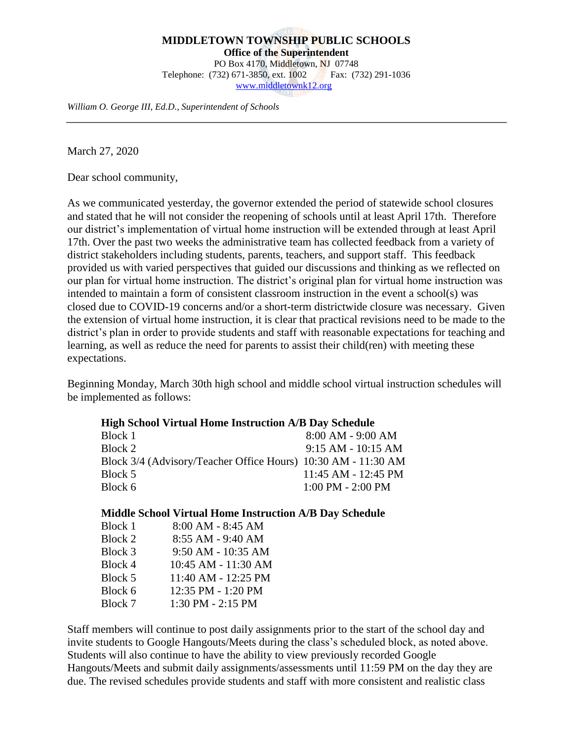**MIDDLETOWN TOWNSHIP PUBLIC SCHOOLS**
**Office of the Superintendent**
PO Box 4170, Middletown, NJ 07748
Telephone: (732) 671-3850, ext. 1002 Fax: (732) 291-1036
www.middletownk12.org

*William O. George III, Ed.D., Superintendent of Schools*

---

March 27, 2020

Dear school community,

As we communicated yesterday, the governor extended the period of statewide school closures and stated that he will not consider the reopening of schools until at least April 17th. Therefore our district's implementation of virtual home instruction will be extended through at least April 17th. Over the past two weeks the administrative team has collected feedback from a variety of district stakeholders including students, parents, teachers, and support staff. This feedback provided us with varied perspectives that guided our discussions and thinking as we reflected on our plan for virtual home instruction. The district's original plan for virtual home instruction was intended to maintain a form of consistent classroom instruction in the event a school(s) was closed due to COVID-19 concerns and/or a short-term districtwide closure was necessary. Given the extension of virtual home instruction, it is clear that practical revisions need to be made to the district's plan in order to provide students and staff with reasonable expectations for teaching and learning, as well as reduce the need for parents to assist their child(ren) with meeting these expectations.

Beginning Monday, March 30th high school and middle school virtual instruction schedules will be implemented as follows:

**High School Virtual Home Instruction A/B Day Schedule**

| | |
|---|---|
| Block 1 | 8:00 AM - 9:00 AM |
| Block 2 | 9:15 AM - 10:15 AM |
| Block 3/4 (Advisory/Teacher Office Hours) | 10:30 AM - 11:30 AM |
| Block 5 | 11:45 AM - 12:45 PM |
| Block 6 | 1:00 PM - 2:00 PM |

**Middle School Virtual Home Instruction A/B Day Schedule**

| | |
|---|---|
| Block 1 | 8:00 AM - 8:45 AM |
| Block 2 | 8:55 AM - 9:40 AM |
| Block 3 | 9:50 AM - 10:35 AM |
| Block 4 | 10:45 AM - 11:30 AM |
| Block 5 | 11:40 AM - 12:25 PM |
| Block 6 | 12:35 PM - 1:20 PM |
| Block 7 | 1:30 PM - 2:15 PM |

Staff members will continue to post daily assignments prior to the start of the school day and invite students to Google Hangouts/Meets during the class's scheduled block, as noted above. Students will also continue to have the ability to view previously recorded Google Hangouts/Meets and submit daily assignments/assessments until 11:59 PM on the day they are due. The revised schedules provide students and staff with more consistent and realistic class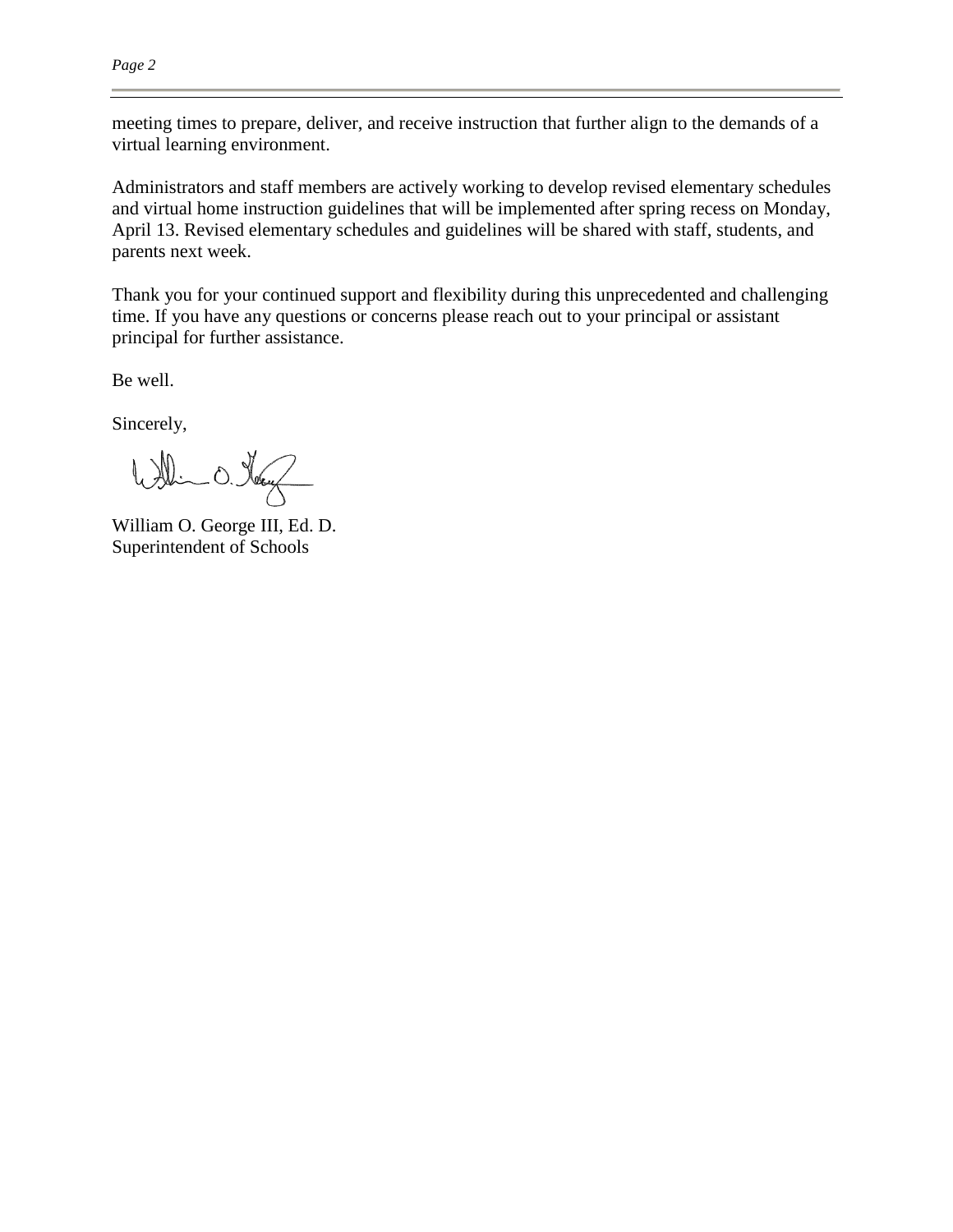meeting times to prepare, deliver, and receive instruction that further align to the demands of a virtual learning environment.

Administrators and staff members are actively working to develop revised elementary schedules and virtual home instruction guidelines that will be implemented after spring recess on Monday, April 13. Revised elementary schedules and guidelines will be shared with staff, students, and parents next week.

Thank you for your continued support and flexibility during this unprecedented and challenging time. If you have any questions or concerns please reach out to your principal or assistant principal for further assistance.

Be well.

Sincerely,

William O. George III, Ed. D.
Superintendent of Schools